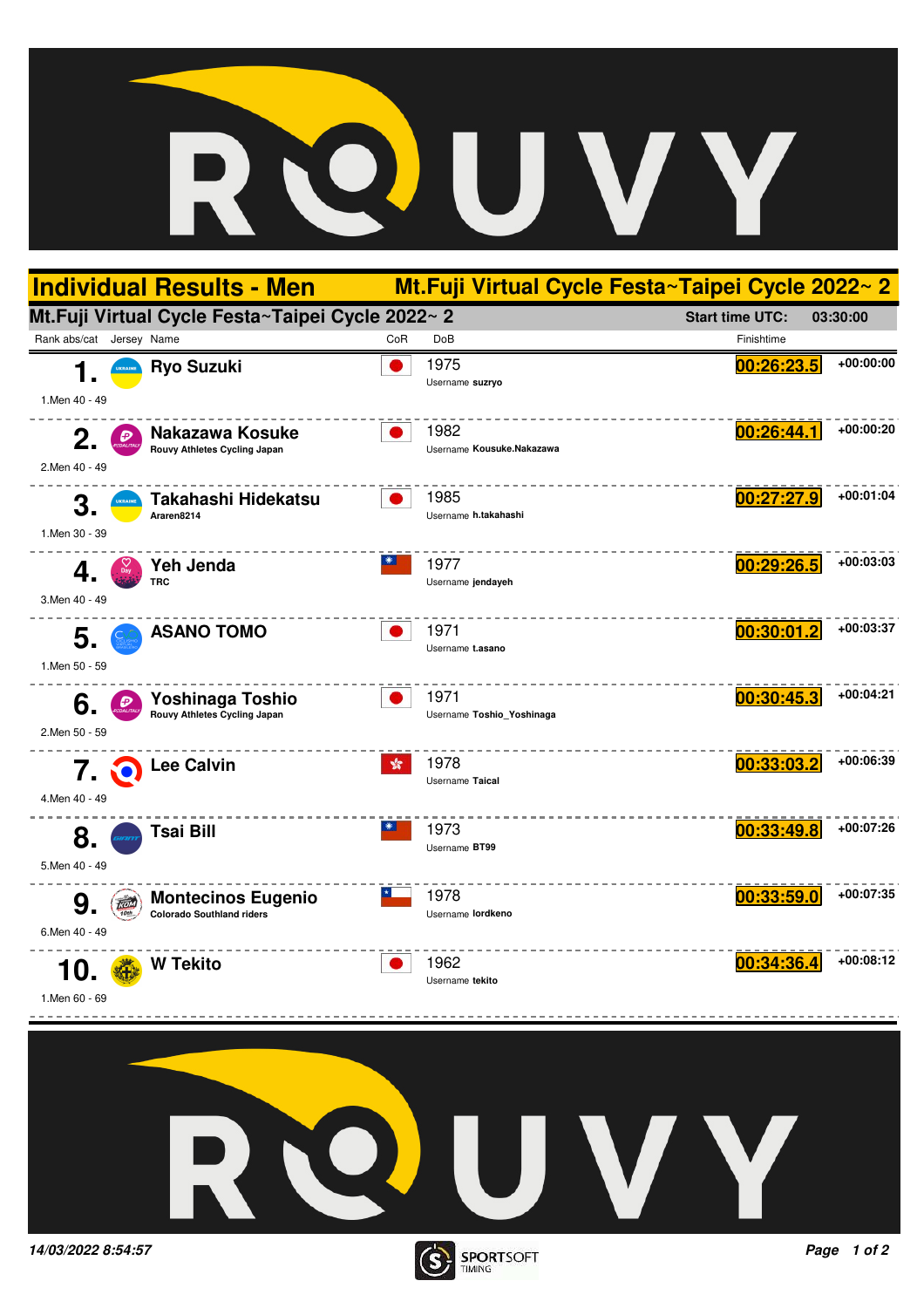# Individual Results - Men

## Mt.Fuji Virtual Cycle Festa~Taipei Cycle 2022~ 2

### Mt.Fuji Virtual Cycle Festa~Taipei Cycle 2022~ 2

**Start time UTC: 03:30:00**

| Rank abs/cat | Jersey | Name | CoR | DoB | Finishtime | |
|---|---|---|---|---|---|---|
| **1.** 1.Men 40 - 49 | | **Ryo Suzuki** | | 1975 Username **suzryo** | **00:26:23.5** | **+00:00:00** |
| **2.** 2.Men 40 - 49 | | **Nakazawa Kosuke** Rouvy Athletes Cycling Japan | | 1982 Username **Kousuke.Nakazawa** | **00:26:44.1** | **+00:00:20** |
| **3.** 1.Men 30 - 39 | | **Takahashi Hidekatsu** Araren8214 | | 1985 Username **h.takahashi** | **00:27:27.9** | **+00:01:04** |
| **4.** 3.Men 40 - 49 | | **Yeh Jenda** TRC | | 1977 Username **jendayeh** | **00:29:26.5** | **+00:03:03** |
| **5.** 1.Men 50 - 59 | | **ASANO TOMO** | | 1971 Username **t.asano** | **00:30:01.2** | **+00:03:37** |
| **6.** 2.Men 50 - 59 | | **Yoshinaga Toshio** Rouvy Athletes Cycling Japan | | 1971 Username **Toshio_Yoshinaga** | **00:30:45.3** | **+00:04:21** |
| **7.** 4.Men 40 - 49 | | **Lee Calvin** | | 1978 Username **Taical** | **00:33:03.2** | **+00:06:39** |
| **8.** 5.Men 40 - 49 | | **Tsai Bill** | | 1973 Username **BT99** | **00:33:49.8** | **+00:07:26** |
| **9.** 6.Men 40 - 49 | | **Montecinos Eugenio** Colorado Southland riders | | 1978 Username **lordkeno** | **00:33:59.0** | **+00:07:35** |
| **10.** 1.Men 60 - 69 | | **W Tekito** | | 1962 Username **tekito** | **00:34:36.4** | **+00:08:12** |

*14/03/2022 8:54:57*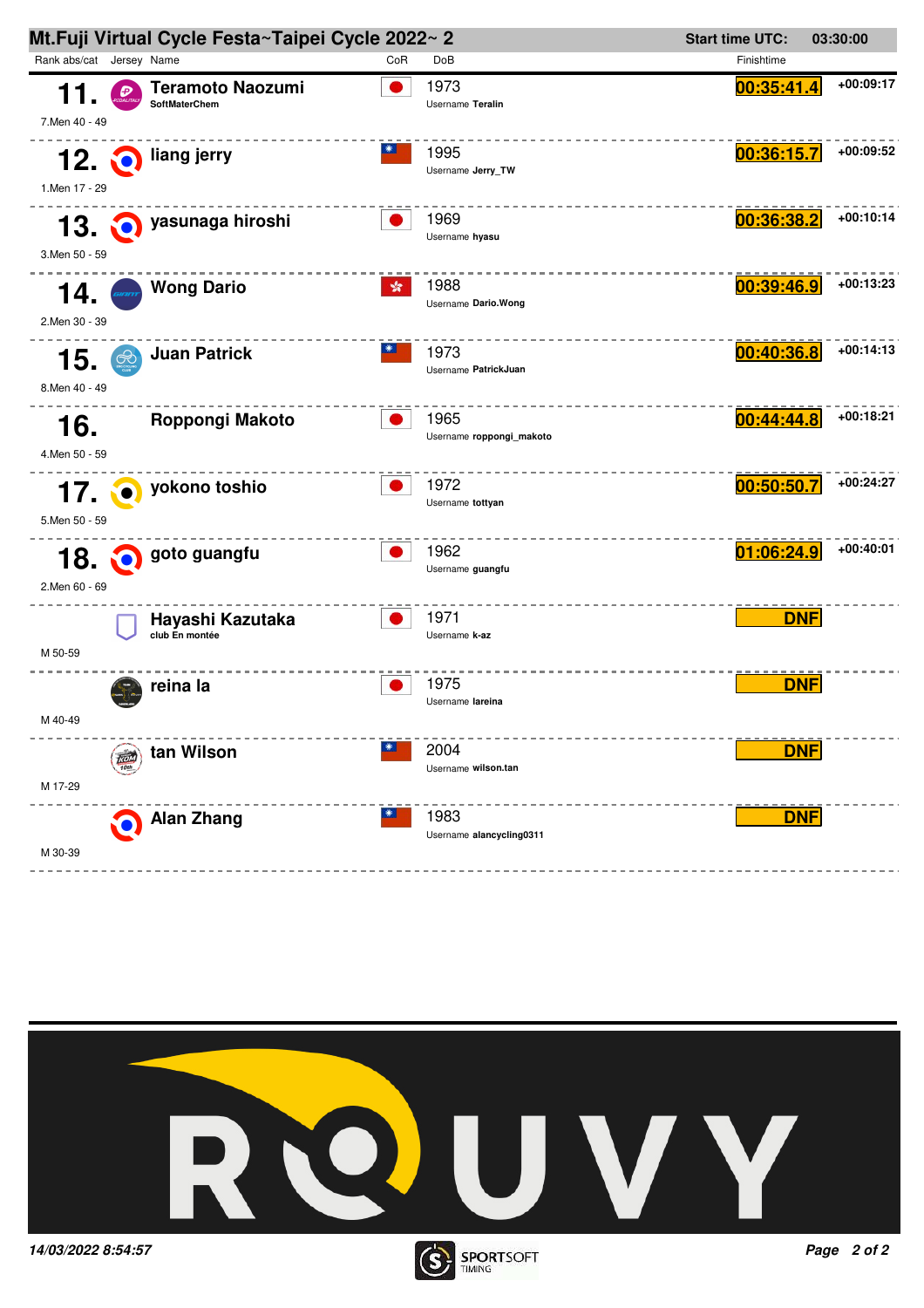# Mt.Fuji Virtual Cycle Festa~Taipei Cycle 2022~ 2

**Start time UTC:** 03:30:00

| Rank abs/cat | Jersey | Name | CoR | DoB | Finishtime | |
|---|---|---|---|---|---|---|
| 11. / 7.Men 40 - 49 | | **Teramoto Naozumi** SoftMaterChem | | 1973 Username Teralin | 00:35:41.4 | +00:09:17 |
| 12. / 1.Men 17 - 29 | | **liang jerry** | | 1995 Username Jerry_TW | 00:36:15.7 | +00:09:52 |
| 13. / 3.Men 50 - 59 | | **yasunaga hiroshi** | | 1969 Username hyasu | 00:36:38.2 | +00:10:14 |
| 14. / 2.Men 30 - 39 | | **Wong Dario** | | 1988 Username Dario.Wong | 00:39:46.9 | +00:13:23 |
| 15. / 8.Men 40 - 49 | | **Juan Patrick** | | 1973 Username PatrickJuan | 00:40:36.8 | +00:14:13 |
| 16. / 4.Men 50 - 59 | | **Roppongi Makoto** | | 1965 Username roppongi_makoto | 00:44:44.8 | +00:18:21 |
| 17. / 5.Men 50 - 59 | | **yokono toshio** | | 1972 Username tottyan | 00:50:50.7 | +00:24:27 |
| 18. / 2.Men 60 - 69 | | **goto guangfu** | | 1962 Username guangfu | 01:06:24.9 | +00:40:01 |
| M 50-59 | | **Hayashi Kazutaka** club En montée | | 1971 Username k-az | DNF | |
| M 40-49 | | **reina la** | | 1975 Username lareina | DNF | |
| M 17-29 | | **tan Wilson** | | 2004 Username wilson.tan | DNF | |
| M 30-39 | | **Alan Zhang** | | 1983 Username alancycling0311 | DNF | |

ROUVY

*14/03/2022 8:54:57*

SPORTSOFT TIMING